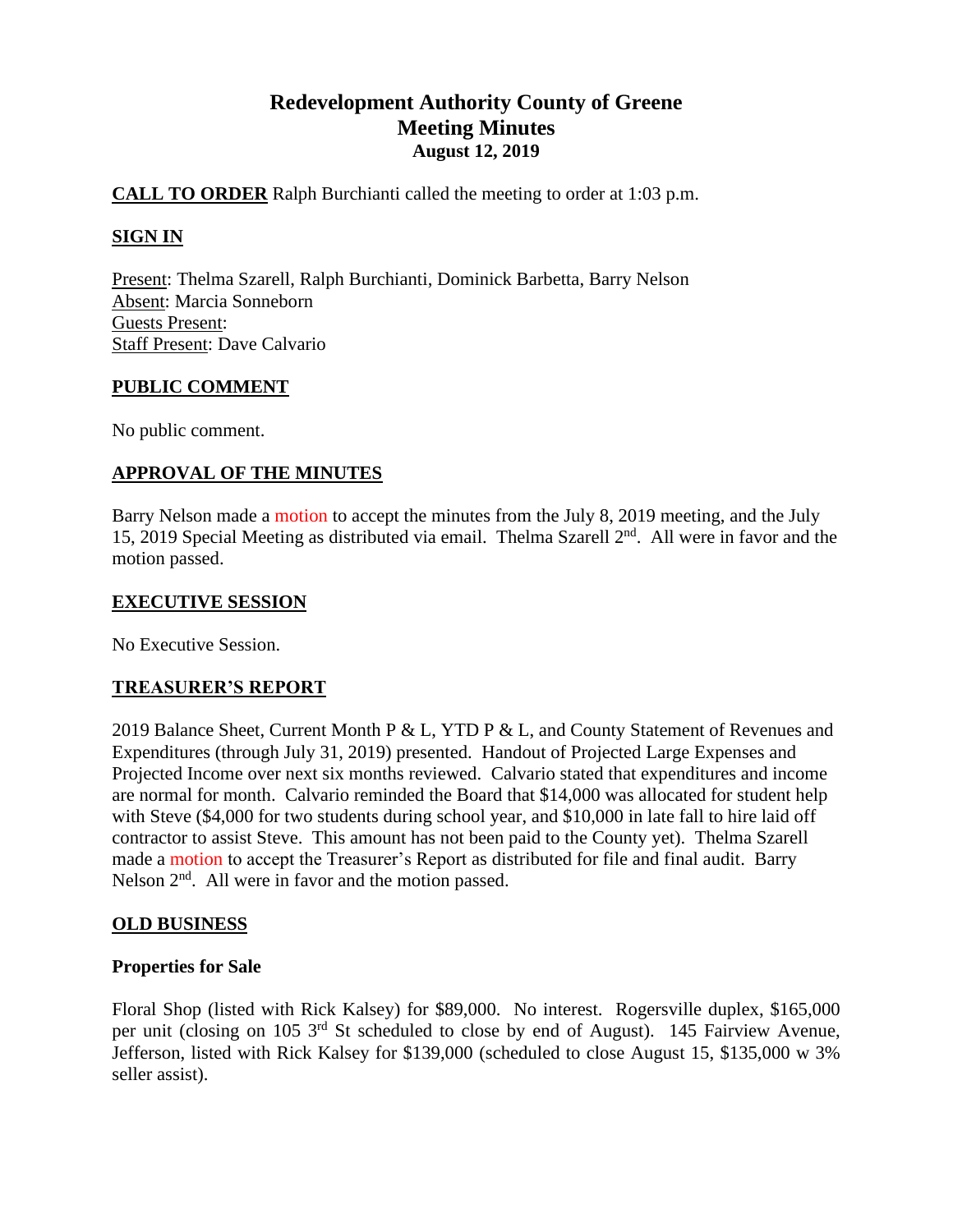# Redevelopment Authority County of Greene
## Meeting Minutes
### August 12, 2019

**CALL TO ORDER** Ralph Burchianti called the meeting to order at 1:03 p.m.

**SIGN IN**

Present: Thelma Szarell, Ralph Burchianti, Dominick Barbetta, Barry Nelson
Absent: Marcia Sonneborn
Guests Present:
Staff Present: Dave Calvario

**PUBLIC COMMENT**

No public comment.

**APPROVAL OF THE MINUTES**

Barry Nelson made a motion to accept the minutes from the July 8, 2019 meeting, and the July 15, 2019 Special Meeting as distributed via email. Thelma Szarell 2nd. All were in favor and the motion passed.

**EXECUTIVE SESSION**

No Executive Session.

**TREASURER'S REPORT**

2019 Balance Sheet, Current Month P & L, YTD P & L, and County Statement of Revenues and Expenditures (through July 31, 2019) presented. Handout of Projected Large Expenses and Projected Income over next six months reviewed. Calvario stated that expenditures and income are normal for month. Calvario reminded the Board that $14,000 was allocated for student help with Steve ($4,000 for two students during school year, and $10,000 in late fall to hire laid off contractor to assist Steve. This amount has not been paid to the County yet). Thelma Szarell made a motion to accept the Treasurer's Report as distributed for file and final audit. Barry Nelson 2nd. All were in favor and the motion passed.

**OLD BUSINESS**

**Properties for Sale**

Floral Shop (listed with Rick Kalsey) for $89,000. No interest. Rogersville duplex, $165,000 per unit (closing on 105 3rd St scheduled to close by end of August). 145 Fairview Avenue, Jefferson, listed with Rick Kalsey for $139,000 (scheduled to close August 15, $135,000 w 3% seller assist).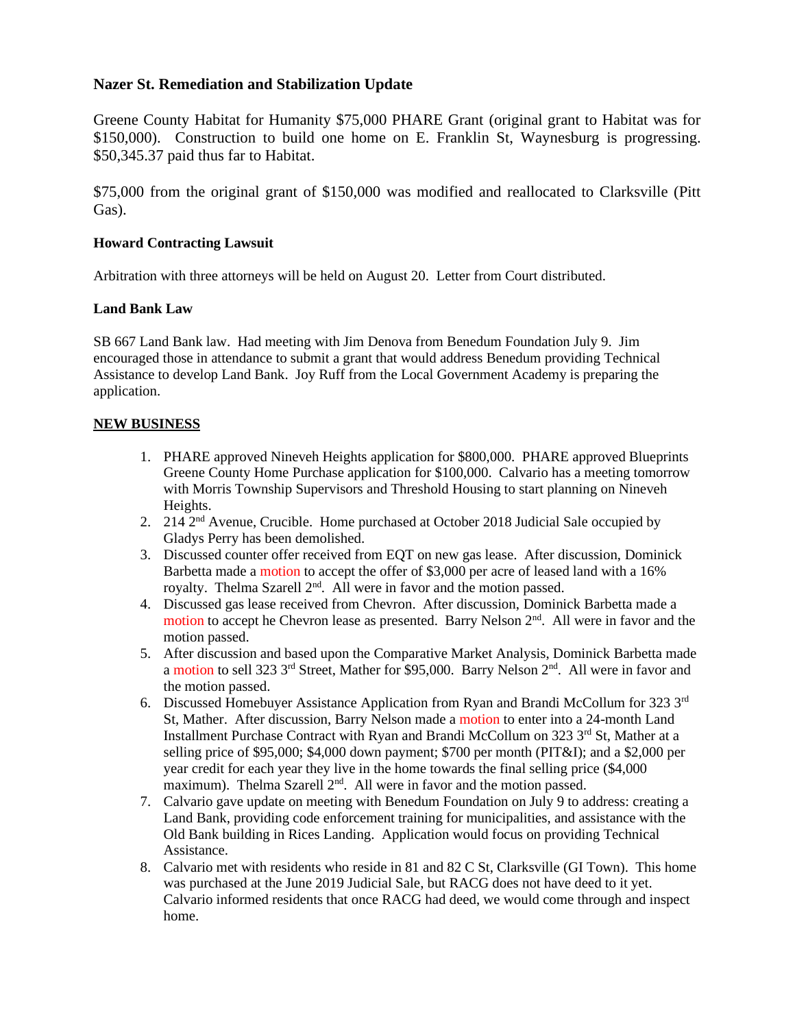**Nazer St. Remediation and Stabilization Update**

Greene County Habitat for Humanity $75,000 PHARE Grant (original grant to Habitat was for $150,000). Construction to build one home on E. Franklin St, Waynesburg is progressing. $50,345.37 paid thus far to Habitat.

$75,000 from the original grant of $150,000 was modified and reallocated to Clarksville (Pitt Gas).

**Howard Contracting Lawsuit**

Arbitration with three attorneys will be held on August 20. Letter from Court distributed.

**Land Bank Law**

SB 667 Land Bank law. Had meeting with Jim Denova from Benedum Foundation July 9. Jim encouraged those in attendance to submit a grant that would address Benedum providing Technical Assistance to develop Land Bank. Joy Ruff from the Local Government Academy is preparing the application.

**NEW BUSINESS**

1. PHARE approved Nineveh Heights application for $800,000. PHARE approved Blueprints Greene County Home Purchase application for $100,000. Calvario has a meeting tomorrow with Morris Township Supervisors and Threshold Housing to start planning on Nineveh Heights.
2. 214 2nd Avenue, Crucible. Home purchased at October 2018 Judicial Sale occupied by Gladys Perry has been demolished.
3. Discussed counter offer received from EQT on new gas lease. After discussion, Dominick Barbetta made a motion to accept the offer of $3,000 per acre of leased land with a 16% royalty. Thelma Szarell 2nd. All were in favor and the motion passed.
4. Discussed gas lease received from Chevron. After discussion, Dominick Barbetta made a motion to accept he Chevron lease as presented. Barry Nelson 2nd. All were in favor and the motion passed.
5. After discussion and based upon the Comparative Market Analysis, Dominick Barbetta made a motion to sell 323 3rd Street, Mather for $95,000. Barry Nelson 2nd. All were in favor and the motion passed.
6. Discussed Homebuyer Assistance Application from Ryan and Brandi McCollum for 323 3rd St, Mather. After discussion, Barry Nelson made a motion to enter into a 24-month Land Installment Purchase Contract with Ryan and Brandi McCollum on 323 3rd St, Mather at a selling price of $95,000; $4,000 down payment; $700 per month (PIT&I); and a $2,000 per year credit for each year they live in the home towards the final selling price ($4,000 maximum). Thelma Szarell 2nd. All were in favor and the motion passed.
7. Calvario gave update on meeting with Benedum Foundation on July 9 to address: creating a Land Bank, providing code enforcement training for municipalities, and assistance with the Old Bank building in Rices Landing. Application would focus on providing Technical Assistance.
8. Calvario met with residents who reside in 81 and 82 C St, Clarksville (GI Town). This home was purchased at the June 2019 Judicial Sale, but RACG does not have deed to it yet. Calvario informed residents that once RACG had deed, we would come through and inspect home.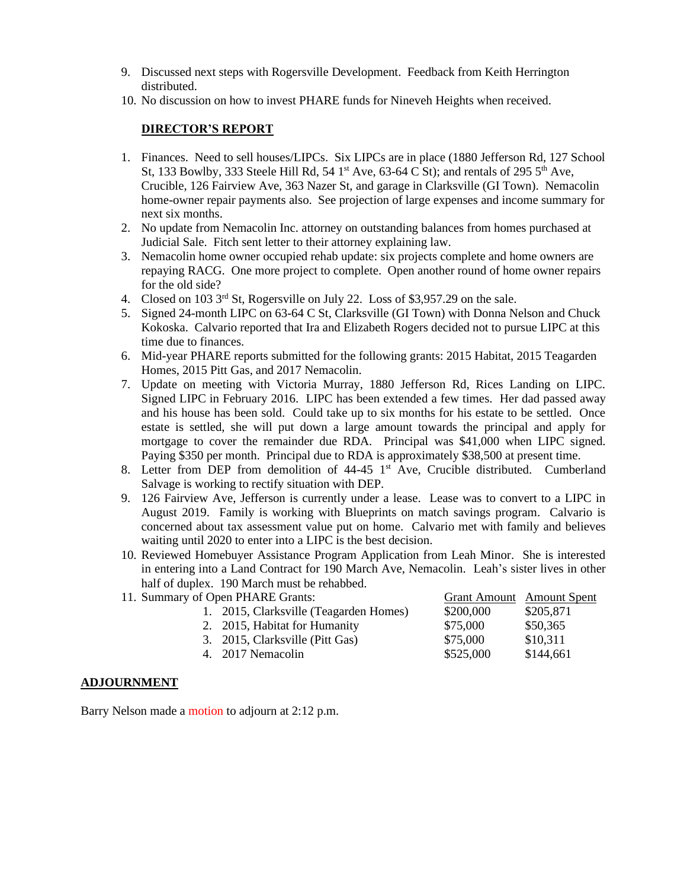9. Discussed next steps with Rogersville Development. Feedback from Keith Herrington distributed.
10. No discussion on how to invest PHARE funds for Nineveh Heights when received.

## DIRECTOR'S REPORT

1. Finances. Need to sell houses/LIPCs. Six LIPCs are in place (1880 Jefferson Rd, 127 School St, 133 Bowlby, 333 Steele Hill Rd, 54 1st Ave, 63-64 C St); and rentals of 295 5th Ave, Crucible, 126 Fairview Ave, 363 Nazer St, and garage in Clarksville (GI Town). Nemacolin home-owner repair payments also. See projection of large expenses and income summary for next six months.
2. No update from Nemacolin Inc. attorney on outstanding balances from homes purchased at Judicial Sale. Fitch sent letter to their attorney explaining law.
3. Nemacolin home owner occupied rehab update: six projects complete and home owners are repaying RACG. One more project to complete. Open another round of home owner repairs for the old side?
4. Closed on 103 3rd St, Rogersville on July 22. Loss of $3,957.29 on the sale.
5. Signed 24-month LIPC on 63-64 C St, Clarksville (GI Town) with Donna Nelson and Chuck Kokoska. Calvario reported that Ira and Elizabeth Rogers decided not to pursue LIPC at this time due to finances.
6. Mid-year PHARE reports submitted for the following grants: 2015 Habitat, 2015 Teagarden Homes, 2015 Pitt Gas, and 2017 Nemacolin.
7. Update on meeting with Victoria Murray, 1880 Jefferson Rd, Rices Landing on LIPC. Signed LIPC in February 2016. LIPC has been extended a few times. Her dad passed away and his house has been sold. Could take up to six months for his estate to be settled. Once estate is settled, she will put down a large amount towards the principal and apply for mortgage to cover the remainder due RDA. Principal was $41,000 when LIPC signed. Paying $350 per month. Principal due to RDA is approximately $38,500 at present time.
8. Letter from DEP from demolition of 44-45 1st Ave, Crucible distributed. Cumberland Salvage is working to rectify situation with DEP.
9. 126 Fairview Ave, Jefferson is currently under a lease. Lease was to convert to a LIPC in August 2019. Family is working with Blueprints on match savings program. Calvario is concerned about tax assessment value put on home. Calvario met with family and believes waiting until 2020 to enter into a LIPC is the best decision.
10. Reviewed Homebuyer Assistance Program Application from Leah Minor. She is interested in entering into a Land Contract for 190 March Ave, Nemacolin. Leah's sister lives in other half of duplex. 190 March must be rehabbed.
11. Summary of Open PHARE Grants:

| | Grant Amount | Amount Spent |
|---|---|---|
| 1. 2015, Clarksville (Teagarden Homes) | $200,000 | $205,871 |
| 2. 2015, Habitat for Humanity | $75,000 | $50,365 |
| 3. 2015, Clarksville (Pitt Gas) | $75,000 | $10,311 |
| 4. 2017 Nemacolin | $525,000 | $144,661 |

## ADJOURNMENT

Barry Nelson made a motion to adjourn at 2:12 p.m.